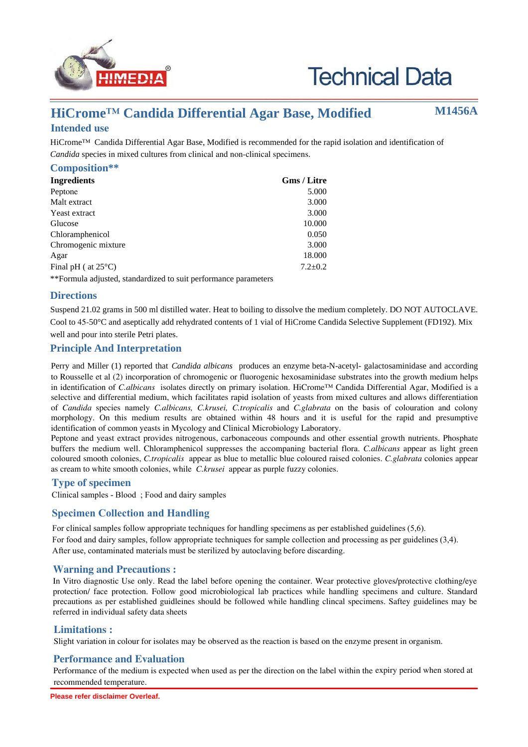Technical Data

# HiCrome™ Candida Differential Agar Base, Modified

**M1456A**

## Intended use

HiCrome™ Candida Differential Agar Base, Modified is recommended for the rapid isolation and identification of *Candida* species in mixed cultures from clinical and non-clinical specimens.

## Composition**

| Ingredients | Gms / Litre |
|---|---|
| Peptone | 5.000 |
| Malt extract | 3.000 |
| Yeast extract | 3.000 |
| Glucose | 10.000 |
| Chloramphenicol | 0.050 |
| Chromogenic mixture | 3.000 |
| Agar | 18.000 |
| Final pH ( at 25°C) | 7.2±0.2 |

**Formula adjusted, standardized to suit performance parameters

## Directions

Suspend 21.02 grams in 500 ml distilled water. Heat to boiling to dissolve the medium completely. DO NOT AUTOCLAVE. Cool to 45-50°C and aseptically add rehydrated contents of 1 vial of HiCrome Candida Selective Supplement (FD192). Mix well and pour into sterile Petri plates.

## Principle And Interpretation

Perry and Miller (1) reported that *Candida albicans* produces an enzyme beta-N-acetyl- galactosaminidase and according to Rousselle et al (2) incorporation of chromogenic or fluorogenic hexosaminidase substrates into the growth medium helps in identification of *C.albicans* isolates directly on primary isolation. HiCrome™ Candida Differential Agar, Modified is a selective and differential medium, which facilitates rapid isolation of yeasts from mixed cultures and allows differentiation of *Candida* species namely *C.albicans, C.krusei, C.tropicalis* and *C.glabrata* on the basis of colouration and colony morphology. On this medium results are obtained within 48 hours and it is useful for the rapid and presumptive identification of common yeasts in Mycology and Clinical Microbiology Laboratory.

Peptone and yeast extract provides nitrogenous, carbonaceous compounds and other essential growth nutrients. Phosphate buffers the medium well. Chloramphenicol suppresses the accompaning bacterial flora. *C.albicans* appear as light green coloured smooth colonies, *C.tropicalis* appear as blue to metallic blue coloured raised colonies. *C.glabrata* colonies appear as cream to white smooth colonies, while *C.krusei* appear as purple fuzzy colonies.

## Type of specimen

Clinical samples - Blood ; Food and dairy samples

## Specimen Collection and Handling

For clinical samples follow appropriate techniques for handling specimens as per established guidelines (5,6).
For food and dairy samples, follow appropriate techniques for sample collection and processing as per guidelines (3,4).
After use, contaminated materials must be sterilized by autoclaving before discarding.

## Warning and Precautions :

In Vitro diagnostic Use only. Read the label before opening the container. Wear protective gloves/protective clothing/eye protection/ face protection. Follow good microbiological lab practices while handling specimens and culture. Standard precautions as per established guidelines should be followed while handling clincal specimens. Saftey guidelines may be referred in individual safety data sheets

## Limitations :

Slight variation in colour for isolates may be observed as the reaction is based on the enzyme present in organism.

## Performance and Evaluation

Performance of the medium is expected when used as per the direction on the label within the expiry period when stored at recommended temperature.

**Please refer disclaimer Overleaf.**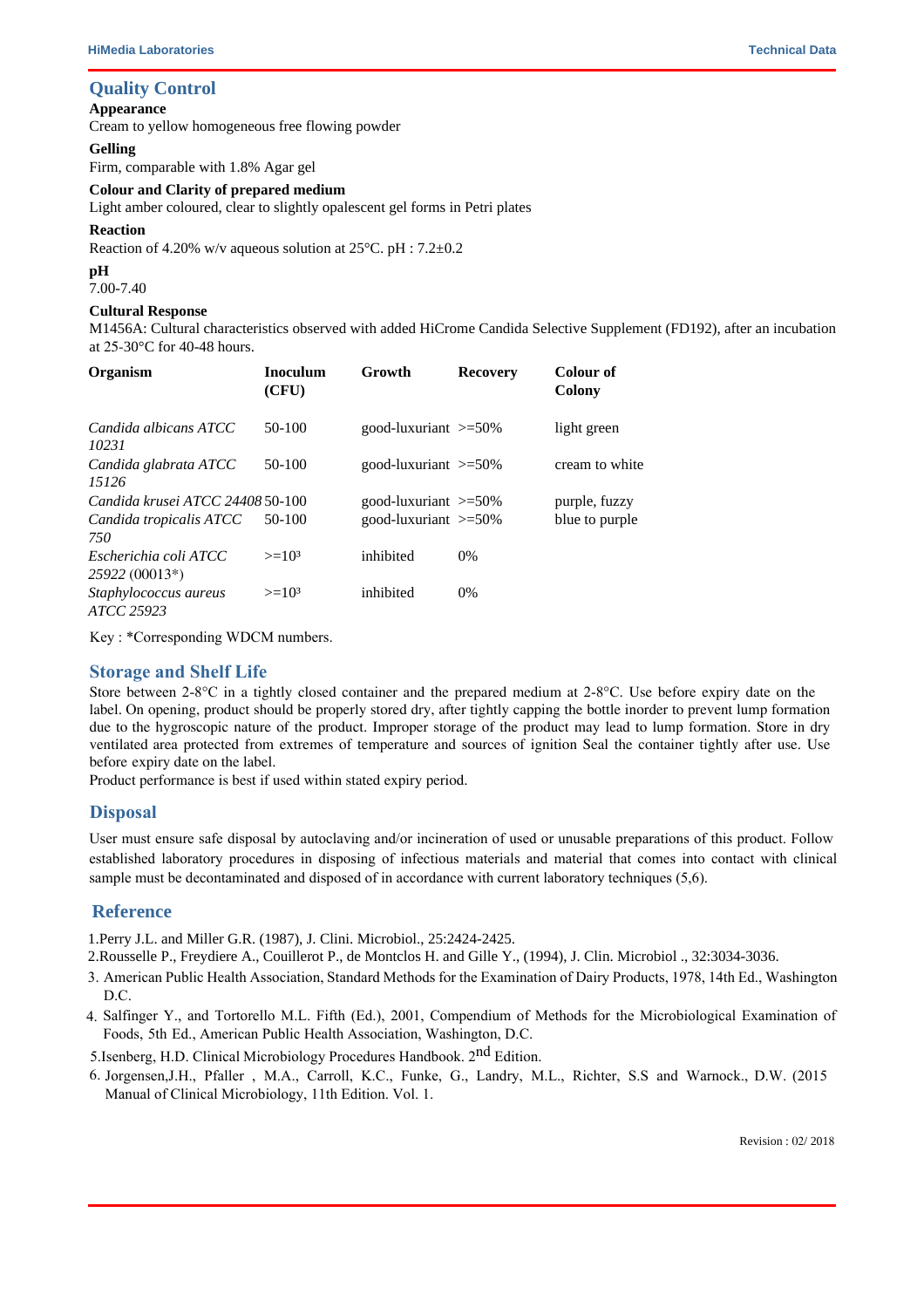## Quality Control

**Appearance**

Cream to yellow homogeneous free flowing powder

**Gelling**

Firm, comparable with 1.8% Agar gel

**Colour and Clarity of prepared medium**

Light amber coloured, clear to slightly opalescent gel forms in Petri plates

**Reaction**

Reaction of 4.20% w/v aqueous solution at 25°C. pH : 7.2±0.2

**pH**

7.00-7.40

**Cultural Response**

M1456A: Cultural characteristics observed with added HiCrome Candida Selective Supplement (FD192), after an incubation at 25-30°C for 40-48 hours.

| Organism | Inoculum (CFU) | Growth | Recovery | Colour of Colony |
|---|---|---|---|---|
| *Candida albicans ATCC 10231* | 50-100 | good-luxuriant | >=50% | light green |
| *Candida glabrata ATCC 15126* | 50-100 | good-luxuriant | >=50% | cream to white |
| *Candida krusei ATCC 24408* | 50-100 | good-luxuriant | >=50% | purple, fuzzy |
| *Candida tropicalis ATCC 750* | 50-100 | good-luxuriant | >=50% | blue to purple |
| *Escherichia coli ATCC 25922* (00013*) | $>=10^3$ | inhibited | 0% | |
| *Staphylococcus aureus ATCC 25923* | $>=10^3$ | inhibited | 0% | |

Key : *Corresponding WDCM numbers.

## Storage and Shelf Life

Store between 2-8°C in a tightly closed container and the prepared medium at 2-8°C. Use before expiry date on the label. On opening, product should be properly stored dry, after tightly capping the bottle inorder to prevent lump formation due to the hygroscopic nature of the product. Improper storage of the product may lead to lump formation. Store in dry ventilated area protected from extremes of temperature and sources of ignition Seal the container tightly after use. Use before expiry date on the label.

Product performance is best if used within stated expiry period.

## Disposal

User must ensure safe disposal by autoclaving and/or incineration of used or unusable preparations of this product. Follow established laboratory procedures in disposing of infectious materials and material that comes into contact with clinical sample must be decontaminated and disposed of in accordance with current laboratory techniques (5,6).

## Reference

1. Perry J.L. and Miller G.R. (1987), J. Clini. Microbiol., 25:2424-2425.
2. Rousselle P., Freydiere A., Couillerot P., de Montclos H. and Gille Y., (1994), J. Clin. Microbiol ., 32:3034-3036.
3. American Public Health Association, Standard Methods for the Examination of Dairy Products, 1978, 14th Ed., Washington D.C.
4. Salfinger Y., and Tortorello M.L. Fifth (Ed.), 2001, Compendium of Methods for the Microbiological Examination of Foods, 5th Ed., American Public Health Association, Washington, D.C.
5. Isenberg, H.D. Clinical Microbiology Procedures Handbook. 2nd Edition.
6. Jorgensen,J.H., Pfaller , M.A., Carroll, K.C., Funke, G., Landry, M.L., Richter, S.S and Warnock., D.W. (2015 Manual of Clinical Microbiology, 11th Edition. Vol. 1.

Revision : 02/ 2018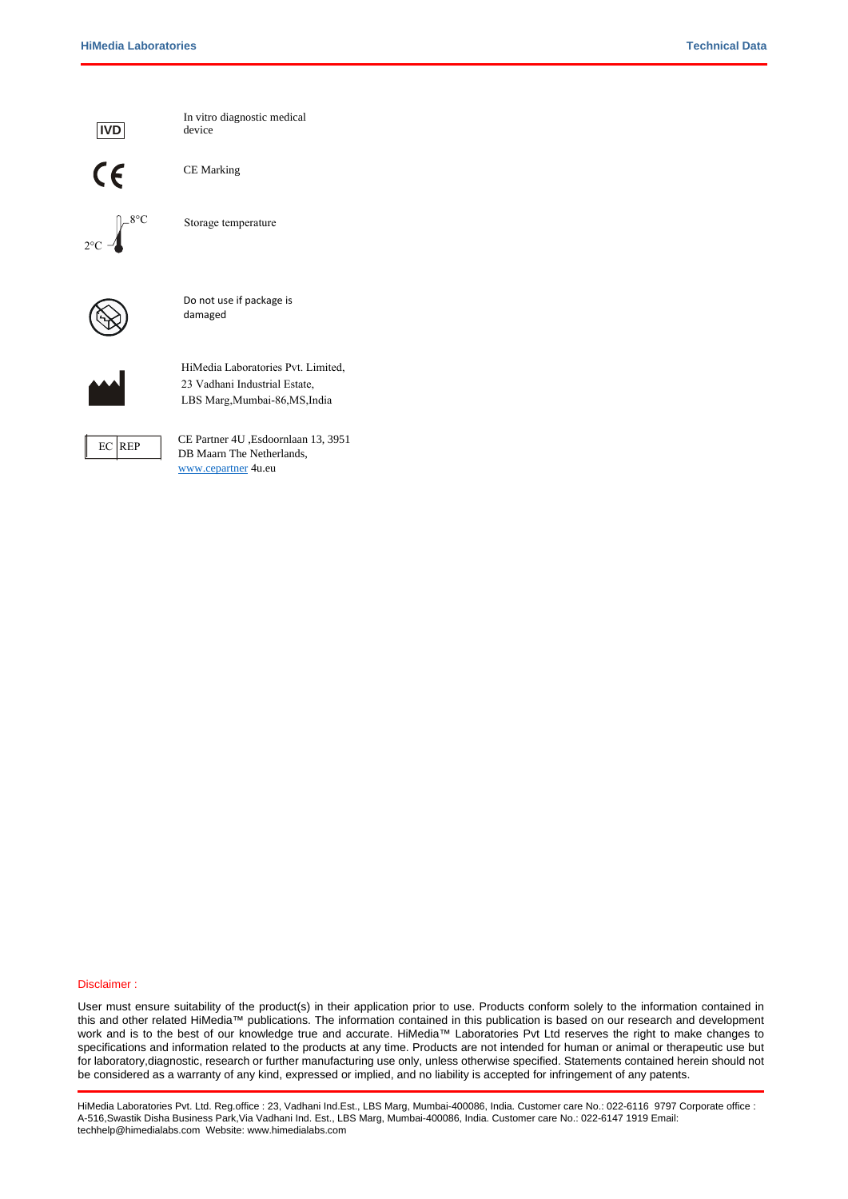| | |
|---|---|
| IVD | In vitro diagnostic medical device |
| CE | CE Marking |
| 2°C – 8°C | Storage temperature |
| | Do not use if package is damaged |
| | HiMedia Laboratories Pvt. Limited, 23 Vadhani Industrial Estate, LBS Marg,Mumbai-86,MS,India |
| EC REP | CE Partner 4U ,Esdoornlaan 13, 3951 DB Maarn The Netherlands, www.cepartner 4u.eu |

Disclaimer :

User must ensure suitability of the product(s) in their application prior to use. Products conform solely to the information contained in this and other related HiMedia™ publications. The information contained in this publication is based on our research and development work and is to the best of our knowledge true and accurate. HiMedia™ Laboratories Pvt Ltd reserves the right to make changes to specifications and information related to the products at any time. Products are not intended for human or animal or therapeutic use but for laboratory,diagnostic, research or further manufacturing use only, unless otherwise specified. Statements contained herein should not be considered as a warranty of any kind, expressed or implied, and no liability is accepted for infringement of any patents.

HiMedia Laboratories Pvt. Ltd. Reg.office : 23, Vadhani Ind.Est., LBS Marg, Mumbai-400086, India. Customer care No.: 022-6116 9797 Corporate office : A-516,Swastik Disha Business Park,Via Vadhani Ind. Est., LBS Marg, Mumbai-400086, India. Customer care No.: 022-6147 1919 Email: techhelp@himedialabs.com Website: www.himedialabs.com